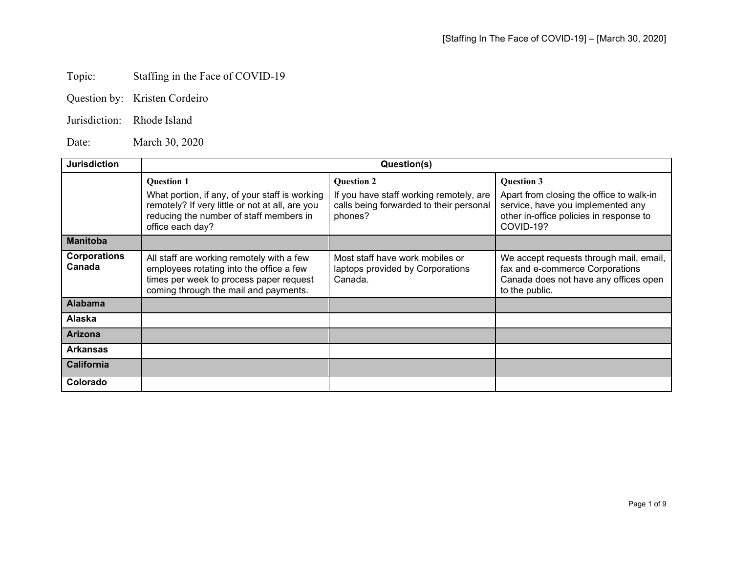Topic: Staffing in the Face of COVID-19

Question by: Kristen Cordeiro

Jurisdiction: Rhode Island

Date: March 30, 2020

| Jurisdiction | Question(s) | | |
|---|---|---|---|
| | **Question 1**<br>What portion, if any, of your staff is working remotely? If very little or not at all, are you reducing the number of staff members in office each day? | **Question 2**<br>If you have staff working remotely, are calls being forwarded to their personal phones? | **Question 3**<br>Apart from closing the office to walk-in service, have you implemented any other in-office policies in response to COVID-19? |
| **Manitoba** | | | |
| **Corporations Canada** | All staff are working remotely with a few employees rotating into the office a few times per week to process paper request coming through the mail and payments. | Most staff have work mobiles or laptops provided by Corporations Canada. | We accept requests through mail, email, fax and e-commerce Corporations Canada does not have any offices open to the public. |
| **Alabama** | | | |
| **Alaska** | | | |
| **Arizona** | | | |
| **Arkansas** | | | |
| **California** | | | |
| **Colorado** | | | |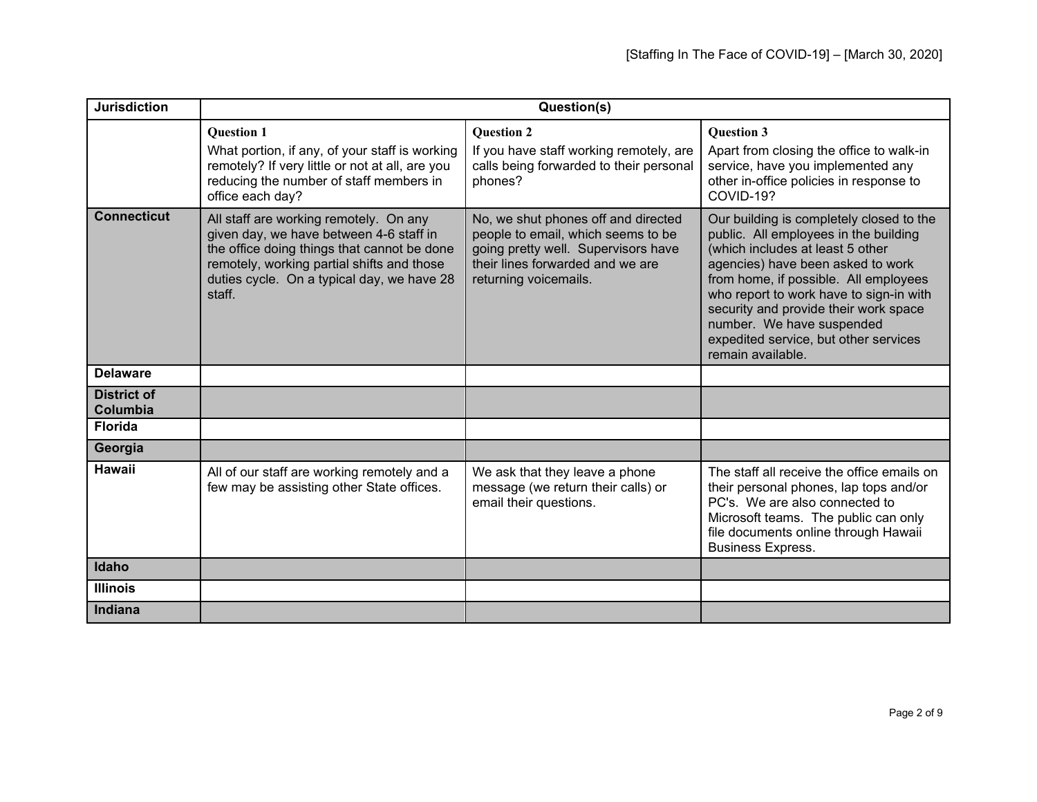| Jurisdiction | Question(s) | | |
|---|---|---|---|
| | **Question 1**<br>What portion, if any, of your staff is working remotely? If very little or not at all, are you reducing the number of staff members in office each day? | **Question 2**<br>If you have staff working remotely, are calls being forwarded to their personal phones? | **Question 3**<br>Apart from closing the office to walk-in service, have you implemented any other in-office policies in response to COVID-19? |
| **Connecticut** | All staff are working remotely. On any given day, we have between 4-6 staff in the office doing things that cannot be done remotely, working partial shifts and those duties cycle. On a typical day, we have 28 staff. | No, we shut phones off and directed people to email, which seems to be going pretty well. Supervisors have their lines forwarded and we are returning voicemails. | Our building is completely closed to the public. All employees in the building (which includes at least 5 other agencies) have been asked to work from home, if possible. All employees who report to work have to sign-in with security and provide their work space number. We have suspended expedited service, but other services remain available. |
| **Delaware** | | | |
| **District of Columbia** | | | |
| **Florida** | | | |
| **Georgia** | | | |
| **Hawaii** | All of our staff are working remotely and a few may be assisting other State offices. | We ask that they leave a phone message (we return their calls) or email their questions. | The staff all receive the office emails on their personal phones, lap tops and/or PC's. We are also connected to Microsoft teams. The public can only file documents online through Hawaii Business Express. |
| **Idaho** | | | |
| **Illinois** | | | |
| **Indiana** | | | |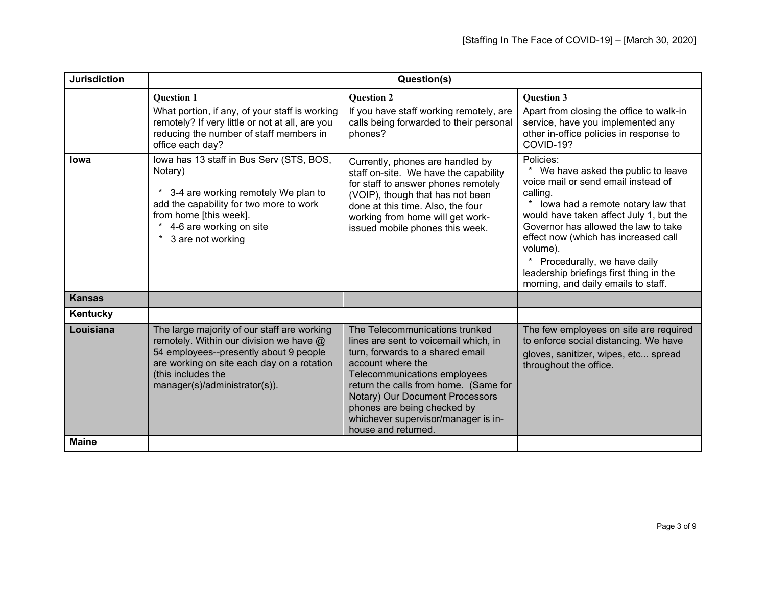| Jurisdiction | Question(s) | | |
|---|---|---|---|
| | **Question 1**<br>What portion, if any, of your staff is working remotely? If very little or not at all, are you reducing the number of staff members in office each day? | **Question 2**<br>If you have staff working remotely, are calls being forwarded to their personal phones? | **Question 3**<br>Apart from closing the office to walk-in service, have you implemented any other in-office policies in response to COVID-19? |
| **Iowa** | Iowa has 13 staff in Bus Serv (STS, BOS, Notary)<br>* 3-4 are working remotely We plan to add the capability for two more to work from home [this week].<br>* 4-6 are working on site<br>* 3 are not working | Currently, phones are handled by staff on-site. We have the capability for staff to answer phones remotely (VOIP), though that has not been done at this time. Also, the four working from home will get work-issued mobile phones this week. | Policies:<br>* We have asked the public to leave voice mail or send email instead of calling.<br>* Iowa had a remote notary law that would have taken affect July 1, but the Governor has allowed the law to take effect now (which has increased call volume).<br>* Procedurally, we have daily leadership briefings first thing in the morning, and daily emails to staff. |
| **Kansas** | | | |
| **Kentucky** | | | |
| **Louisiana** | The large majority of our staff are working remotely. Within our division we have @ 54 employees--presently about 9 people are working on site each day on a rotation (this includes the manager(s)/administrator(s)). | The Telecommunications trunked lines are sent to voicemail which, in turn, forwards to a shared email account where the Telecommunications employees return the calls from home. (Same for Notary) Our Document Processors phones are being checked by whichever supervisor/manager is in-house and returned. | The few employees on site are required to enforce social distancing. We have gloves, sanitizer, wipes, etc... spread throughout the office. |
| **Maine** | | | |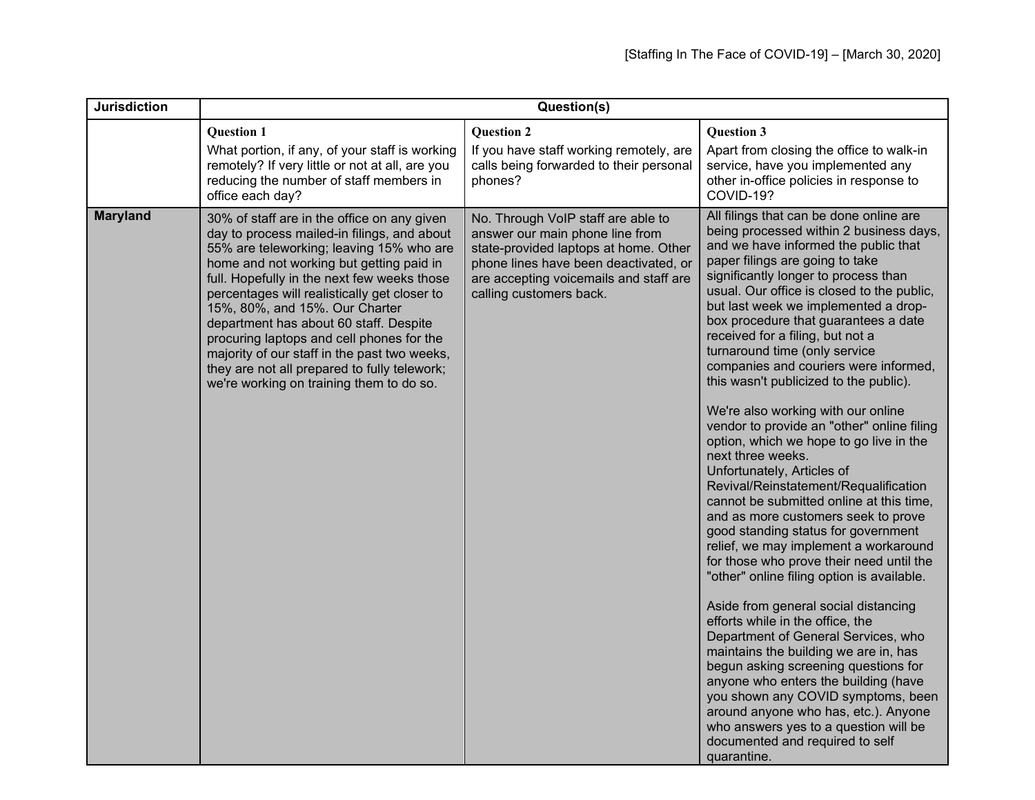| Jurisdiction | Question(s) | | |
|---|---|---|---|
| | **Question 1**<br>What portion, if any, of your staff is working remotely? If very little or not at all, are you reducing the number of staff members in office each day? | **Question 2**<br>If you have staff working remotely, are calls being forwarded to their personal phones? | **Question 3**<br>Apart from closing the office to walk-in service, have you implemented any other in-office policies in response to COVID-19? |
| **Maryland** | 30% of staff are in the office on any given day to process mailed-in filings, and about 55% are teleworking; leaving 15% who are home and not working but getting paid in full. Hopefully in the next few weeks those percentages will realistically get closer to 15%, 80%, and 15%. Our Charter department has about 60 staff. Despite procuring laptops and cell phones for the majority of our staff in the past two weeks, they are not all prepared to fully telework; we're working on training them to do so. | No. Through VoIP staff are able to answer our main phone line from state-provided laptops at home. Other phone lines have been deactivated, or are accepting voicemails and staff are calling customers back. | All filings that can be done online are being processed within 2 business days, and we have informed the public that paper filings are going to take significantly longer to process than usual. Our office is closed to the public, but last week we implemented a drop-box procedure that guarantees a date received for a filing, but not a turnaround time (only service companies and couriers were informed, this wasn't publicized to the public).<br><br>We're also working with our online vendor to provide an "other" online filing option, which we hope to go live in the next three weeks.<br>Unfortunately, Articles of Revival/Reinstatement/Requalification cannot be submitted online at this time, and as more customers seek to prove good standing status for government relief, we may implement a workaround for those who prove their need until the "other" online filing option is available.<br><br>Aside from general social distancing efforts while in the office, the Department of General Services, who maintains the building we are in, has begun asking screening questions for anyone who enters the building (have you shown any COVID symptoms, been around anyone who has, etc.). Anyone who answers yes to a question will be documented and required to self quarantine. |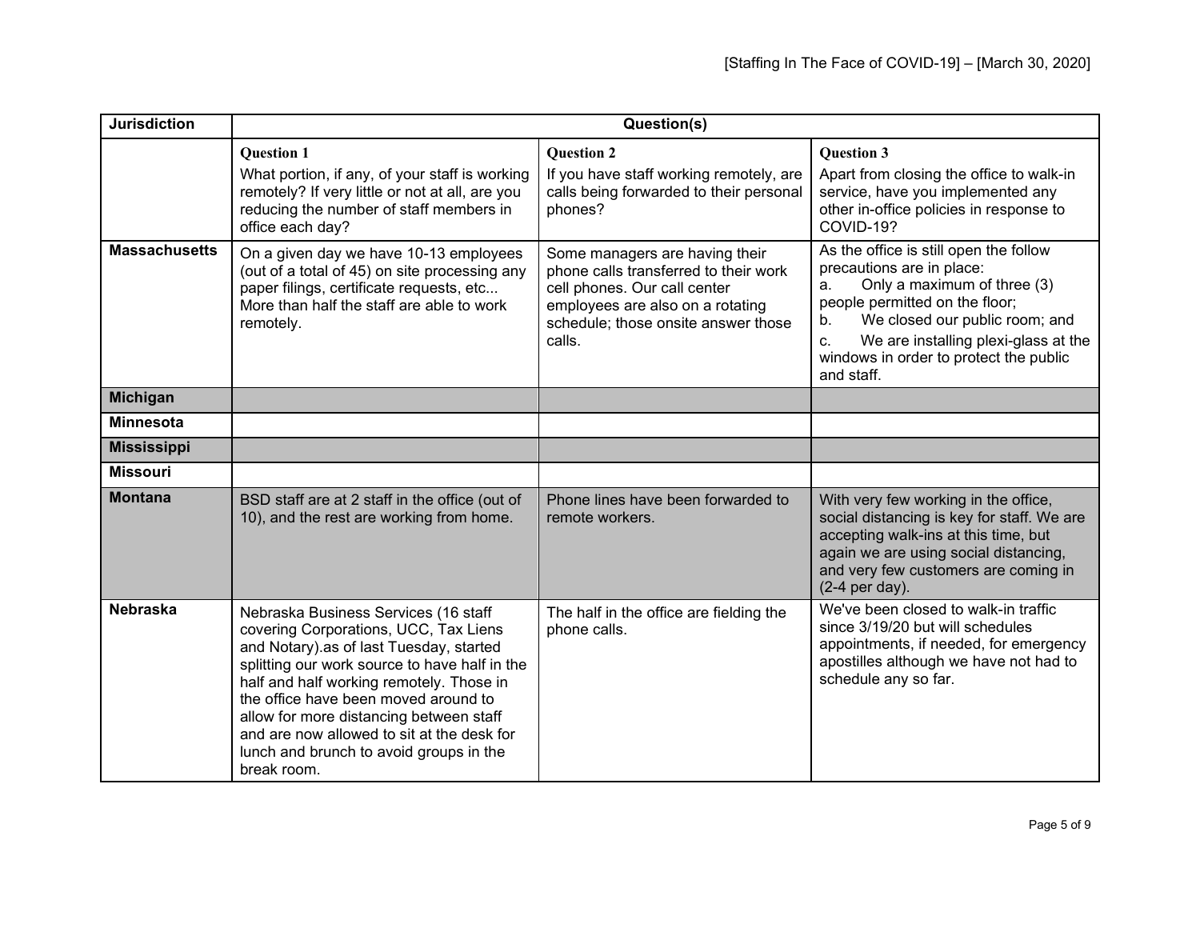| Jurisdiction | Question(s) | | |
|---|---|---|---|
| | **Question 1** What portion, if any, of your staff is working remotely? If very little or not at all, are you reducing the number of staff members in office each day? | **Question 2** If you have staff working remotely, are calls being forwarded to their personal phones? | **Question 3** Apart from closing the office to walk-in service, have you implemented any other in-office policies in response to COVID-19? |
| **Massachusetts** | On a given day we have 10-13 employees (out of a total of 45) on site processing any paper filings, certificate requests, etc... More than half the staff are able to work remotely. | Some managers are having their phone calls transferred to their work cell phones. Our call center employees are also on a rotating schedule; those onsite answer those calls. | As the office is still open the follow precautions are in place: a. Only a maximum of three (3) people permitted on the floor; b. We closed our public room; and c. We are installing plexi-glass at the windows in order to protect the public and staff. |
| **Michigan** | | | |
| **Minnesota** | | | |
| **Mississippi** | | | |
| **Missouri** | | | |
| **Montana** | BSD staff are at 2 staff in the office (out of 10), and the rest are working from home. | Phone lines have been forwarded to remote workers. | With very few working in the office, social distancing is key for staff. We are accepting walk-ins at this time, but again we are using social distancing, and very few customers are coming in (2-4 per day). |
| **Nebraska** | Nebraska Business Services (16 staff covering Corporations, UCC, Tax Liens and Notary).as of last Tuesday, started splitting our work source to have half in the half and half working remotely. Those in the office have been moved around to allow for more distancing between staff and are now allowed to sit at the desk for lunch and brunch to avoid groups in the break room. | The half in the office are fielding the phone calls. | We've been closed to walk-in traffic since 3/19/20 but will schedules appointments, if needed, for emergency apostilles although we have not had to schedule any so far. |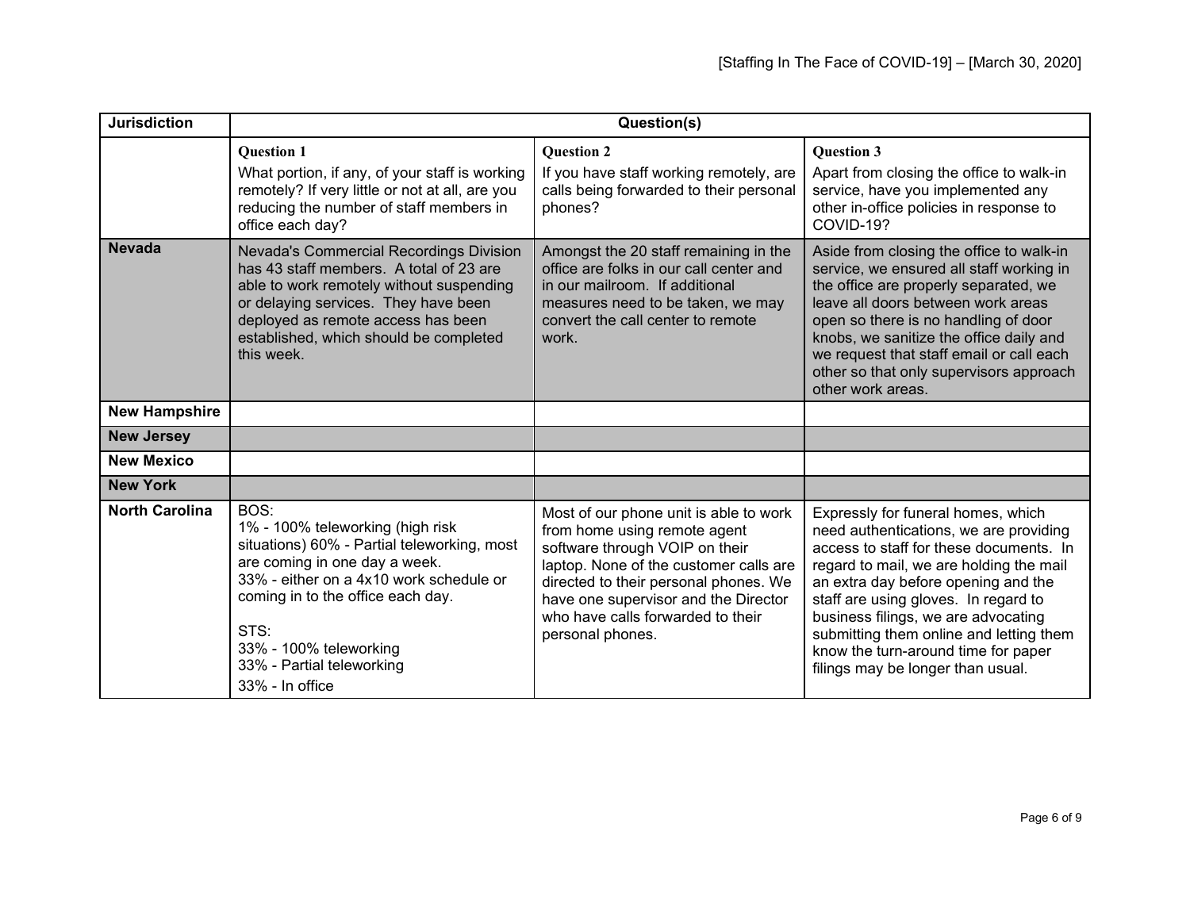| Jurisdiction | Question(s) | | |
|---|---|---|---|
| | **Question 1**<br>What portion, if any, of your staff is working remotely? If very little or not at all, are you reducing the number of staff members in office each day? | **Question 2**<br>If you have staff working remotely, are calls being forwarded to their personal phones? | **Question 3**<br>Apart from closing the office to walk-in service, have you implemented any other in-office policies in response to COVID-19? |
| **Nevada** | Nevada's Commercial Recordings Division has 43 staff members. A total of 23 are able to work remotely without suspending or delaying services. They have been deployed as remote access has been established, which should be completed this week. | Amongst the 20 staff remaining in the office are folks in our call center and in our mailroom. If additional measures need to be taken, we may convert the call center to remote work. | Aside from closing the office to walk-in service, we ensured all staff working in the office are properly separated, we leave all doors between work areas open so there is no handling of door knobs, we sanitize the office daily and we request that staff email or call each other so that only supervisors approach other work areas. |
| **New Hampshire** | | | |
| **New Jersey** | | | |
| **New Mexico** | | | |
| **New York** | | | |
| **North Carolina** | BOS:<br>1% - 100% teleworking (high risk situations) 60% - Partial teleworking, most are coming in one day a week.<br>33% - either on a 4x10 work schedule or coming in to the office each day.<br><br>STS:<br>33% - 100% teleworking<br>33% - Partial teleworking<br>33% - In office | Most of our phone unit is able to work from home using remote agent software through VOIP on their laptop. None of the customer calls are directed to their personal phones. We have one supervisor and the Director who have calls forwarded to their personal phones. | Expressly for funeral homes, which need authentications, we are providing access to staff for these documents. In regard to mail, we are holding the mail an extra day before opening and the staff are using gloves. In regard to business filings, we are advocating submitting them online and letting them know the turn-around time for paper filings may be longer than usual. |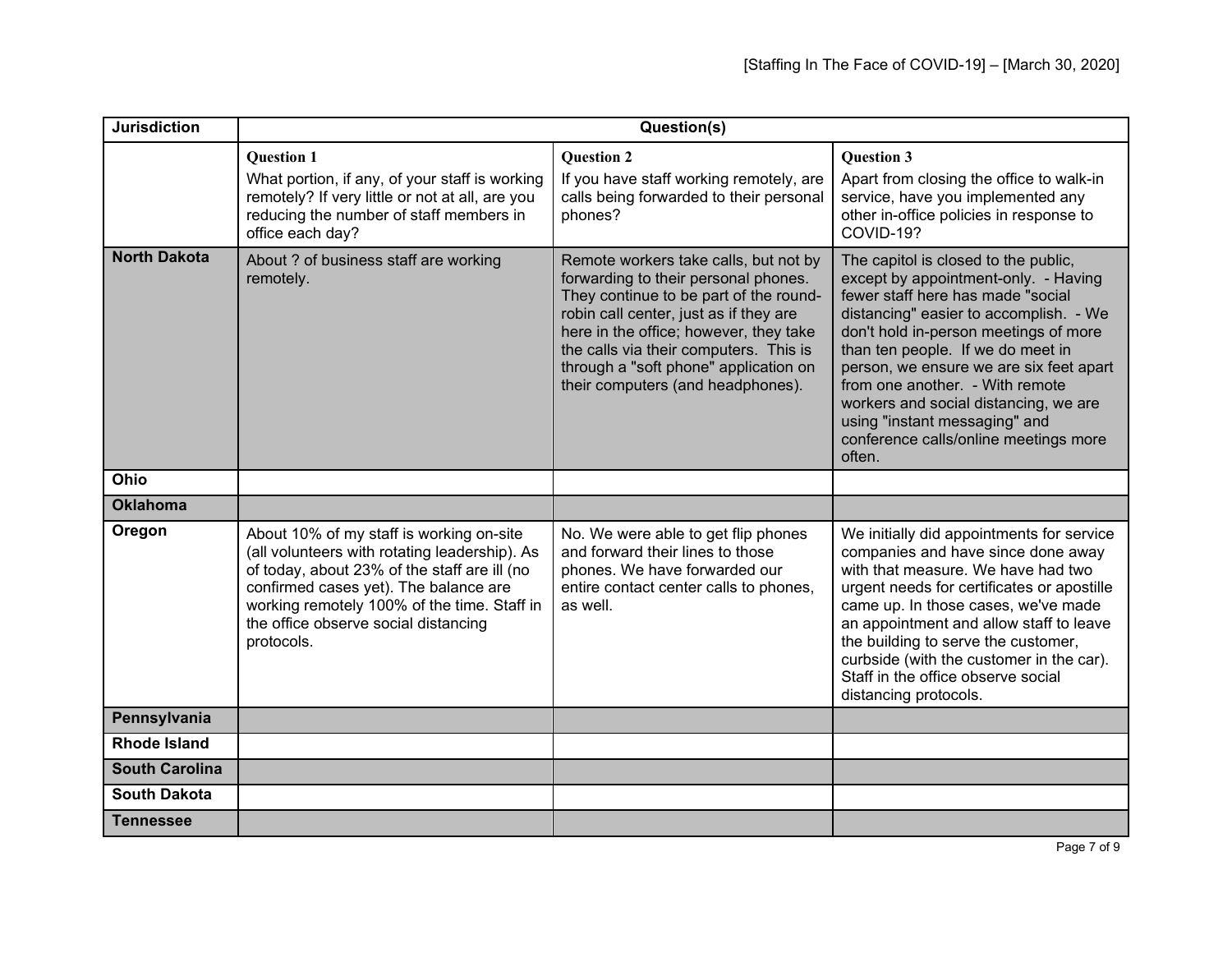| Jurisdiction | Question(s) | | |
|---|---|---|---|
| | **Question 1** What portion, if any, of your staff is working remotely? If very little or not at all, are you reducing the number of staff members in office each day? | **Question 2** If you have staff working remotely, are calls being forwarded to their personal phones? | **Question 3** Apart from closing the office to walk-in service, have you implemented any other in-office policies in response to COVID-19? |
| **North Dakota** | About ? of business staff are working remotely. | Remote workers take calls, but not by forwarding to their personal phones. They continue to be part of the round-robin call center, just as if they are here in the office; however, they take the calls via their computers. This is through a "soft phone" application on their computers (and headphones). | The capitol is closed to the public, except by appointment-only. - Having fewer staff here has made "social distancing" easier to accomplish. - We don't hold in-person meetings of more than ten people. If we do meet in person, we ensure we are six feet apart from one another. - With remote workers and social distancing, we are using "instant messaging" and conference calls/online meetings more often. |
| **Ohio** | | | |
| **Oklahoma** | | | |
| **Oregon** | About 10% of my staff is working on-site (all volunteers with rotating leadership). As of today, about 23% of the staff are ill (no confirmed cases yet). The balance are working remotely 100% of the time. Staff in the office observe social distancing protocols. | No. We were able to get flip phones and forward their lines to those phones. We have forwarded our entire contact center calls to phones, as well. | We initially did appointments for service companies and have since done away with that measure. We have had two urgent needs for certificates or apostille came up. In those cases, we've made an appointment and allow staff to leave the building to serve the customer, curbside (with the customer in the car). Staff in the office observe social distancing protocols. |
| **Pennsylvania** | | | |
| **Rhode Island** | | | |
| **South Carolina** | | | |
| **South Dakota** | | | |
| **Tennessee** | | | |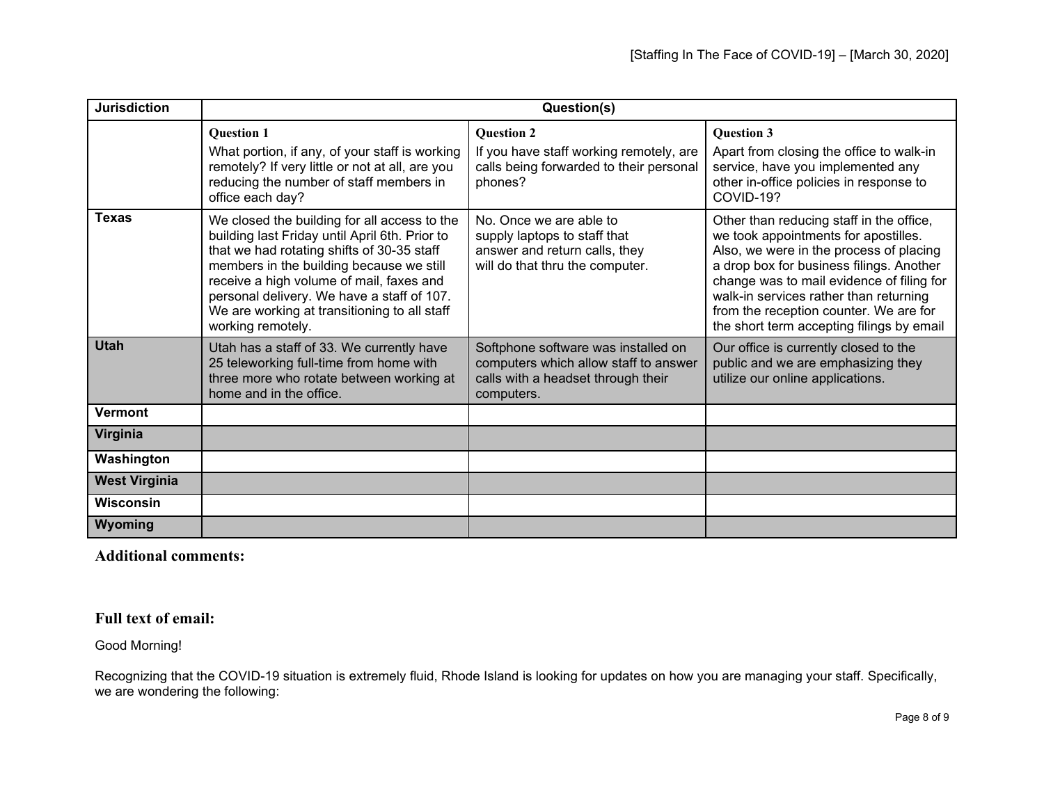| Jurisdiction | Question(s) | | |
|---|---|---|---|
| | **Question 1** What portion, if any, of your staff is working remotely? If very little or not at all, are you reducing the number of staff members in office each day? | **Question 2** If you have staff working remotely, are calls being forwarded to their personal phones? | **Question 3** Apart from closing the office to walk-in service, have you implemented any other in-office policies in response to COVID-19? |
| **Texas** | We closed the building for all access to the building last Friday until April 6th. Prior to that we had rotating shifts of 30-35 staff members in the building because we still receive a high volume of mail, faxes and personal delivery. We have a staff of 107. We are working at transitioning to all staff working remotely. | No. Once we are able to supply laptops to staff that answer and return calls, they will do that thru the computer. | Other than reducing staff in the office, we took appointments for apostilles. Also, we were in the process of placing a drop box for business filings. Another change was to mail evidence of filing for walk-in services rather than returning from the reception counter. We are for the short term accepting filings by email |
| **Utah** | Utah has a staff of 33. We currently have 25 teleworking full-time from home with three more who rotate between working at home and in the office. | Softphone software was installed on computers which allow staff to answer calls with a headset through their computers. | Our office is currently closed to the public and we are emphasizing they utilize our online applications. |
| **Vermont** | | | |
| **Virginia** | | | |
| **Washington** | | | |
| **West Virginia** | | | |
| **Wisconsin** | | | |
| **Wyoming** | | | |

## Additional comments:

## Full text of email:

Good Morning!

Recognizing that the COVID-19 situation is extremely fluid, Rhode Island is looking for updates on how you are managing your staff. Specifically, we are wondering the following: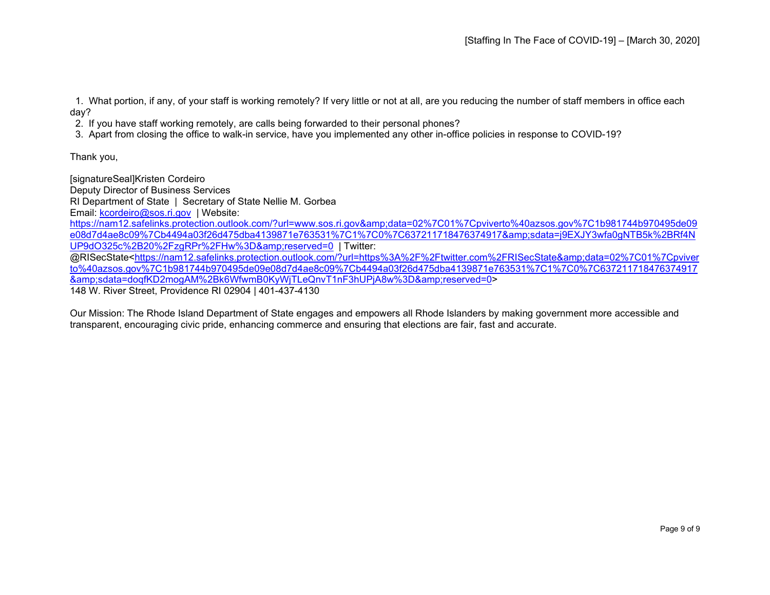1. What portion, if any, of your staff is working remotely? If very little or not at all, are you reducing the number of staff members in office each day?
2. If you have staff working remotely, are calls being forwarded to their personal phones?
3. Apart from closing the office to walk-in service, have you implemented any other in-office policies in response to COVID-19?

Thank you,

[signatureSeal]Kristen Cordeiro
Deputy Director of Business Services
RI Department of State | Secretary of State Nellie M. Gorbea
Email: kcordeiro@sos.ri.gov | Website: https://nam12.safelinks.protection.outlook.com/?url=www.sos.ri.gov&amp;data=02%7C01%7Cpviverto%40azsos.gov%7C1b981744b970495de09e08d7d4ae8c09%7Cb4494a03f26d475dba4139871e763531%7C1%7C0%7C637211718476374917&amp;sdata=j9EXJY3wfa0gNTB5k%2BRf4NUP9dO325c%2B20%2FzgRPr%2FHw%3D&amp;reserved=0 | Twitter: @RISecState<https://nam12.safelinks.protection.outlook.com/?url=https%3A%2F%2Ftwitter.com%2FRISecState&amp;data=02%7C01%7Cpviverto%40azsos.gov%7C1b981744b970495de09e08d7d4ae8c09%7Cb4494a03f26d475dba4139871e763531%7C1%7C0%7C637211718476374917&amp;sdata=doqfKD2mogAM%2Bk6WfwmB0KyWjTLeQnvT1nF3hUPjA8w%3D&amp;reserved=0>
148 W. River Street, Providence RI 02904 | 401-437-4130

Our Mission: The Rhode Island Department of State engages and empowers all Rhode Islanders by making government more accessible and transparent, encouraging civic pride, enhancing commerce and ensuring that elections are fair, fast and accurate.